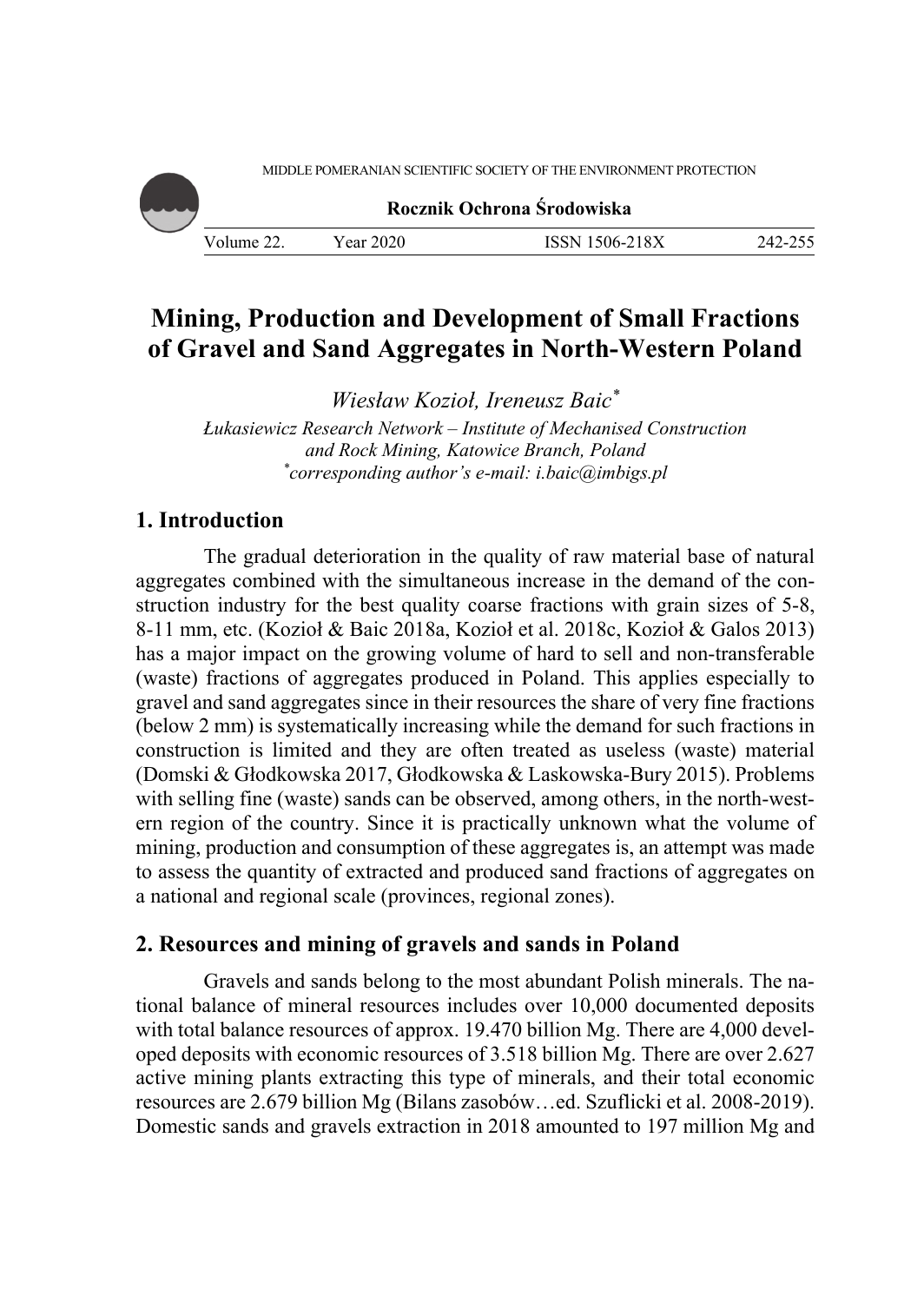# Mining, Production and Development of Small Fractions of Gravel and Sand Aggregates in North-Western Poland

*Wiesław Kozioł, Ireneusz Baic[\*]*

*Łukasiewicz Research Network – Institute of Mechanised Construction and Rock Mining, Katowice Branch, Poland*

*[\*]corresponding author's e-mail: i.baic@imbigs.pl*

## 1. Introduction

The gradual deterioration in the quality of raw material base of natural aggregates combined with the simultaneous increase in the demand of the construction industry for the best quality coarse fractions with grain sizes of 5-8, 8-11 mm, etc. (Kozioł & Baic 2018a, Kozioł et al. 2018c, Kozioł & Galos 2013) has a major impact on the growing volume of hard to sell and non-transferable (waste) fractions of aggregates produced in Poland. This applies especially to gravel and sand aggregates since in their resources the share of very fine fractions (below 2 mm) is systematically increasing while the demand for such fractions in construction is limited and they are often treated as useless (waste) material (Domski & Głodkowska 2017, Głodkowska & Laskowska-Bury 2015). Problems with selling fine (waste) sands can be observed, among others, in the north-western region of the country. Since it is practically unknown what the volume of mining, production and consumption of these aggregates is, an attempt was made to assess the quantity of extracted and produced sand fractions of aggregates on a national and regional scale (provinces, regional zones).

## 2. Resources and mining of gravels and sands in Poland

Gravels and sands belong to the most abundant Polish minerals. The national balance of mineral resources includes over 10,000 documented deposits with total balance resources of approx. 19.470 billion Mg. There are 4,000 developed deposits with economic resources of 3.518 billion Mg. There are over 2.627 active mining plants extracting this type of minerals, and their total economic resources are 2.679 billion Mg (Bilans zasobów…ed. Szuflicki et al. 2008-2019). Domestic sands and gravels extraction in 2018 amounted to 197 million Mg and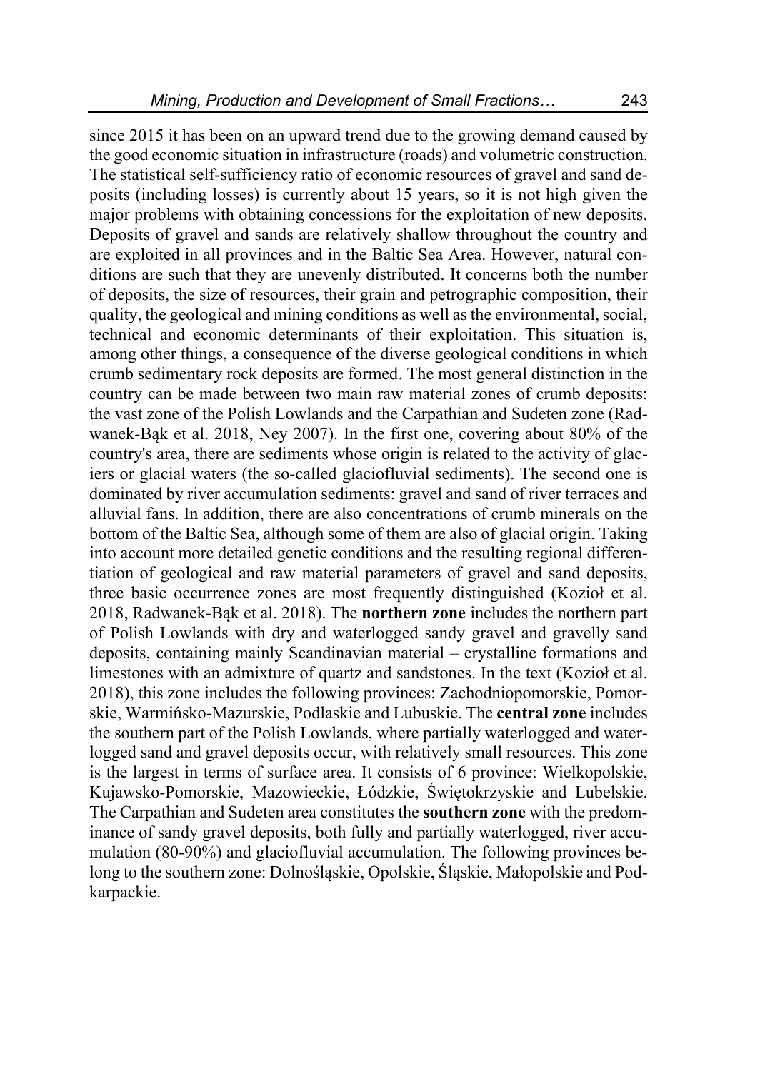since 2015 it has been on an upward trend due to the growing demand caused by the good economic situation in infrastructure (roads) and volumetric construction. The statistical self-sufficiency ratio of economic resources of gravel and sand deposits (including losses) is currently about 15 years, so it is not high given the major problems with obtaining concessions for the exploitation of new deposits. Deposits of gravel and sands are relatively shallow throughout the country and are exploited in all provinces and in the Baltic Sea Area. However, natural conditions are such that they are unevenly distributed. It concerns both the number of deposits, the size of resources, their grain and petrographic composition, their quality, the geological and mining conditions as well as the environmental, social, technical and economic determinants of their exploitation. This situation is, among other things, a consequence of the diverse geological conditions in which crumb sedimentary rock deposits are formed. The most general distinction in the country can be made between two main raw material zones of crumb deposits: the vast zone of the Polish Lowlands and the Carpathian and Sudeten zone (Radwanek-Bąk et al. 2018, Ney 2007). In the first one, covering about 80% of the country's area, there are sediments whose origin is related to the activity of glaciers or glacial waters (the so-called glaciofluvial sediments). The second one is dominated by river accumulation sediments: gravel and sand of river terraces and alluvial fans. In addition, there are also concentrations of crumb minerals on the bottom of the Baltic Sea, although some of them are also of glacial origin. Taking into account more detailed genetic conditions and the resulting regional differentiation of geological and raw material parameters of gravel and sand deposits, three basic occurrence zones are most frequently distinguished (Kozioł et al. 2018, Radwanek-Bąk et al. 2018). The **northern zone** includes the northern part of Polish Lowlands with dry and waterlogged sandy gravel and gravelly sand deposits, containing mainly Scandinavian material – crystalline formations and limestones with an admixture of quartz and sandstones. In the text (Kozioł et al. 2018), this zone includes the following provinces: Zachodniopomorskie, Pomorskie, Warmińsko-Mazurskie, Podlaskie and Lubuskie. The **central zone** includes the southern part of the Polish Lowlands, where partially waterlogged and waterlogged sand and gravel deposits occur, with relatively small resources. This zone is the largest in terms of surface area. It consists of 6 province: Wielkopolskie, Kujawsko-Pomorskie, Mazowieckie, Łódzkie, Świętokrzyskie and Lubelskie. The Carpathian and Sudeten area constitutes the **southern zone** with the predominance of sandy gravel deposits, both fully and partially waterlogged, river accumulation (80-90%) and glaciofluvial accumulation. The following provinces belong to the southern zone: Dolnośląskie, Opolskie, Śląskie, Małopolskie and Podkarpackie.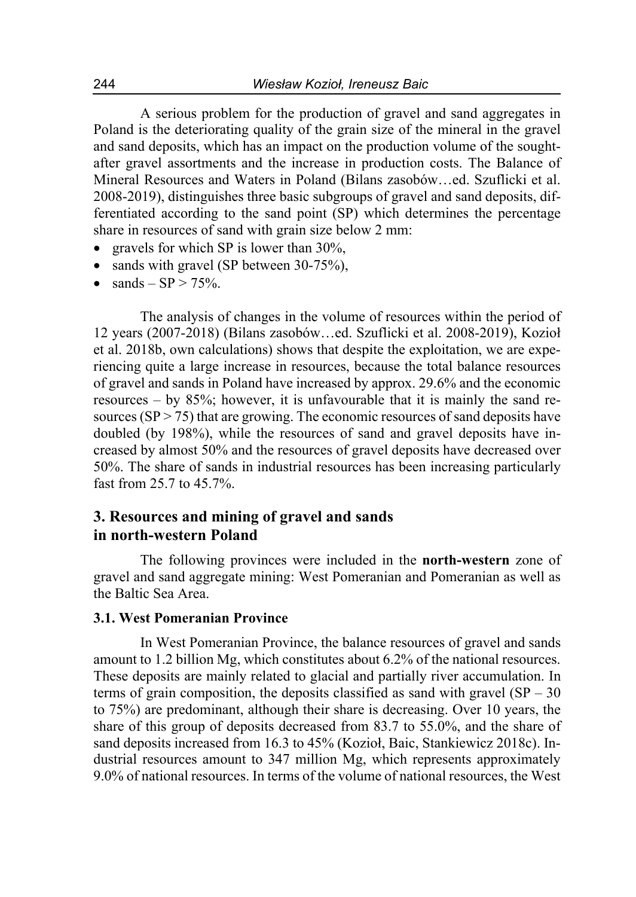A serious problem for the production of gravel and sand aggregates in Poland is the deteriorating quality of the grain size of the mineral in the gravel and sand deposits, which has an impact on the production volume of the sought-after gravel assortments and the increase in production costs. The Balance of Mineral Resources and Waters in Poland (Bilans zasobów…ed. Szuflicki et al. 2008-2019), distinguishes three basic subgroups of gravel and sand deposits, differentiated according to the sand point (SP) which determines the percentage share in resources of sand with grain size below 2 mm:

- gravels for which SP is lower than 30%,
- sands with gravel (SP between 30-75%),
- sands – SP > 75%.

The analysis of changes in the volume of resources within the period of 12 years (2007-2018) (Bilans zasobów…ed. Szuflicki et al. 2008-2019), Kozioł et al. 2018b, own calculations) shows that despite the exploitation, we are experiencing quite a large increase in resources, because the total balance resources of gravel and sands in Poland have increased by approx. 29.6% and the economic resources – by 85%; however, it is unfavourable that it is mainly the sand resources (SP > 75) that are growing. The economic resources of sand deposits have doubled (by 198%), while the resources of sand and gravel deposits have increased by almost 50% and the resources of gravel deposits have decreased over 50%. The share of sands in industrial resources has been increasing particularly fast from 25.7 to 45.7%.

## 3. Resources and mining of gravel and sands in north-western Poland

The following provinces were included in the **north-western** zone of gravel and sand aggregate mining: West Pomeranian and Pomeranian as well as the Baltic Sea Area.

### 3.1. West Pomeranian Province

In West Pomeranian Province, the balance resources of gravel and sands amount to 1.2 billion Mg, which constitutes about 6.2% of the national resources. These deposits are mainly related to glacial and partially river accumulation. In terms of grain composition, the deposits classified as sand with gravel (SP – 30 to 75%) are predominant, although their share is decreasing. Over 10 years, the share of this group of deposits decreased from 83.7 to 55.0%, and the share of sand deposits increased from 16.3 to 45% (Kozioł, Baic, Stankiewicz 2018c). Industrial resources amount to 347 million Mg, which represents approximately 9.0% of national resources. In terms of the volume of national resources, the West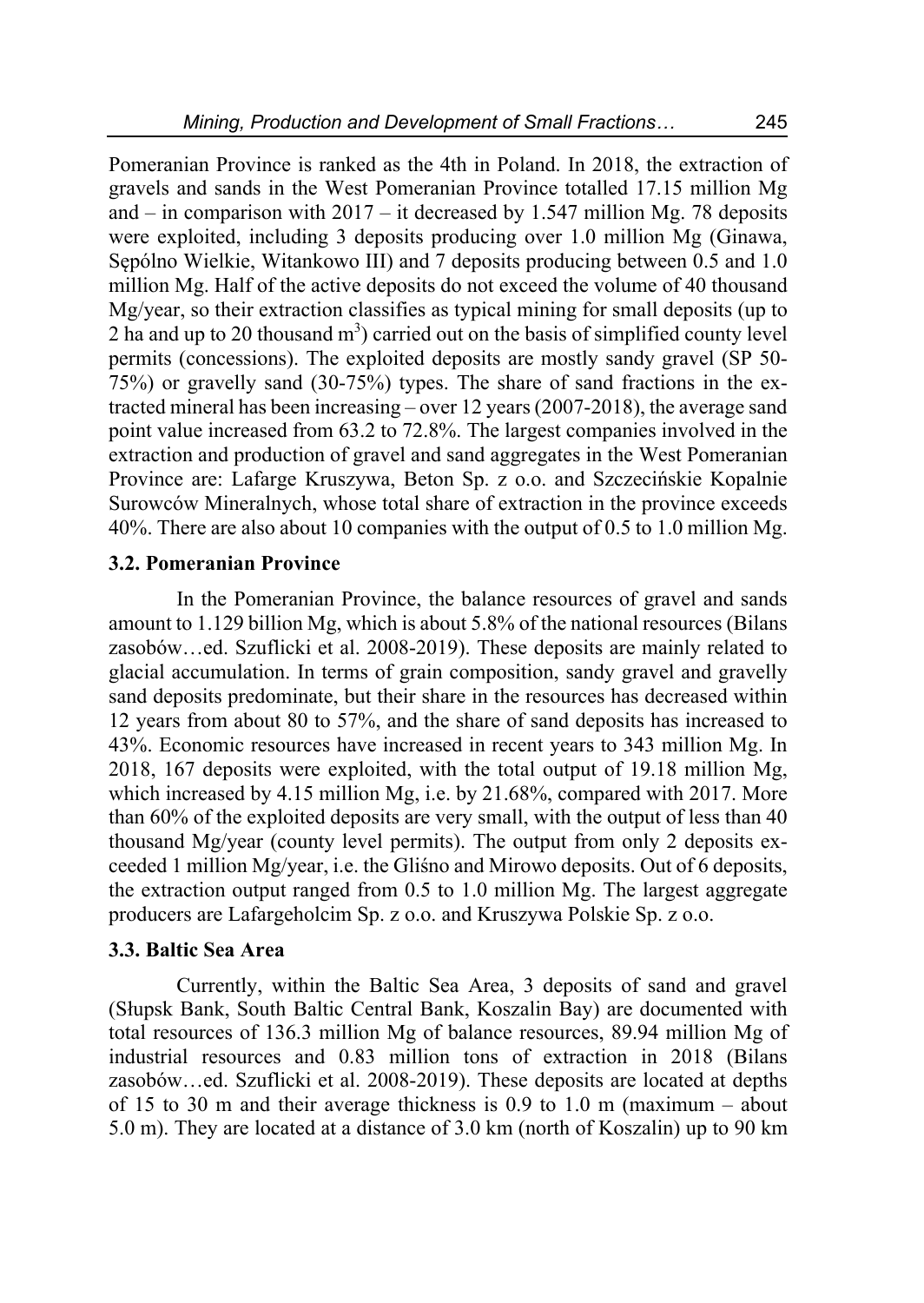Pomeranian Province is ranked as the 4th in Poland. In 2018, the extraction of gravels and sands in the West Pomeranian Province totalled 17.15 million Mg and – in comparison with 2017 – it decreased by 1.547 million Mg. 78 deposits were exploited, including 3 deposits producing over 1.0 million Mg (Ginawa, Sępólno Wielkie, Witankowo III) and 7 deposits producing between 0.5 and 1.0 million Mg. Half of the active deposits do not exceed the volume of 40 thousand Mg/year, so their extraction classifies as typical mining for small deposits (up to 2 ha and up to 20 thousand $m^3$) carried out on the basis of simplified county level permits (concessions). The exploited deposits are mostly sandy gravel (SP 50-75%) or gravelly sand (30-75%) types. The share of sand fractions in the extracted mineral has been increasing – over 12 years (2007-2018), the average sand point value increased from 63.2 to 72.8%. The largest companies involved in the extraction and production of gravel and sand aggregates in the West Pomeranian Province are: Lafarge Kruszywa, Beton Sp. z o.o. and Szczecińskie Kopalnie Surowców Mineralnych, whose total share of extraction in the province exceeds 40%. There are also about 10 companies with the output of 0.5 to 1.0 million Mg.

### 3.2. Pomeranian Province

In the Pomeranian Province, the balance resources of gravel and sands amount to 1.129 billion Mg, which is about 5.8% of the national resources (Bilans zasobów…ed. Szuflicki et al. 2008-2019). These deposits are mainly related to glacial accumulation. In terms of grain composition, sandy gravel and gravelly sand deposits predominate, but their share in the resources has decreased within 12 years from about 80 to 57%, and the share of sand deposits has increased to 43%. Economic resources have increased in recent years to 343 million Mg. In 2018, 167 deposits were exploited, with the total output of 19.18 million Mg, which increased by 4.15 million Mg, i.e. by 21.68%, compared with 2017. More than 60% of the exploited deposits are very small, with the output of less than 40 thousand Mg/year (county level permits). The output from only 2 deposits exceeded 1 million Mg/year, i.e. the Gliśno and Mirowo deposits. Out of 6 deposits, the extraction output ranged from 0.5 to 1.0 million Mg. The largest aggregate producers are Lafargeholcim Sp. z o.o. and Kruszywa Polskie Sp. z o.o.

### 3.3. Baltic Sea Area

Currently, within the Baltic Sea Area, 3 deposits of sand and gravel (Słupsk Bank, South Baltic Central Bank, Koszalin Bay) are documented with total resources of 136.3 million Mg of balance resources, 89.94 million Mg of industrial resources and 0.83 million tons of extraction in 2018 (Bilans zasobów…ed. Szuflicki et al. 2008-2019). These deposits are located at depths of 15 to 30 m and their average thickness is 0.9 to 1.0 m (maximum – about 5.0 m). They are located at a distance of 3.0 km (north of Koszalin) up to 90 km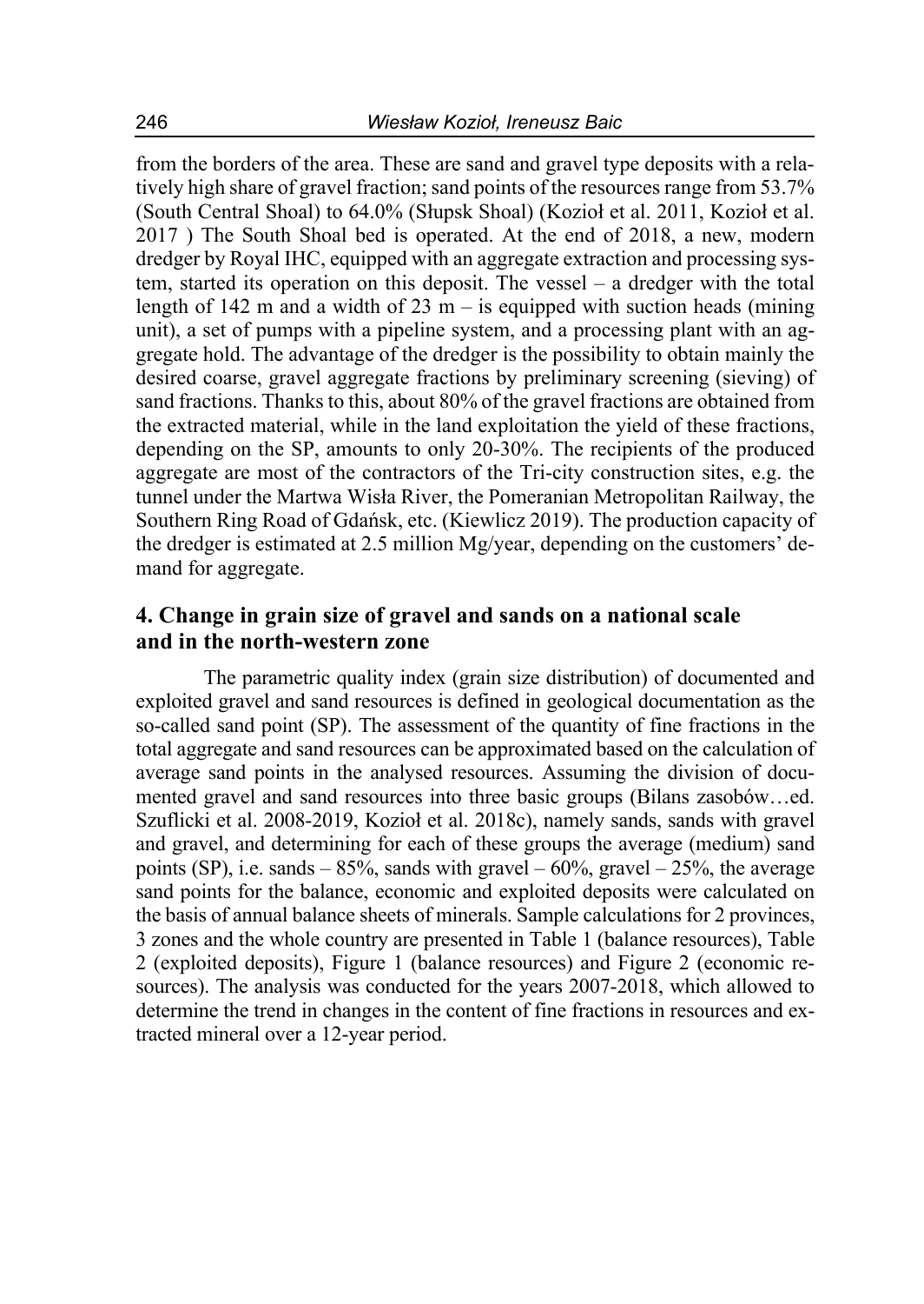from the borders of the area. These are sand and gravel type deposits with a relatively high share of gravel fraction; sand points of the resources range from 53.7% (South Central Shoal) to 64.0% (Słupsk Shoal) (Kozioł et al. 2011, Kozioł et al. 2017 ) The South Shoal bed is operated. At the end of 2018, a new, modern dredger by Royal IHC, equipped with an aggregate extraction and processing system, started its operation on this deposit. The vessel – a dredger with the total length of 142 m and a width of 23 m – is equipped with suction heads (mining unit), a set of pumps with a pipeline system, and a processing plant with an aggregate hold. The advantage of the dredger is the possibility to obtain mainly the desired coarse, gravel aggregate fractions by preliminary screening (sieving) of sand fractions. Thanks to this, about 80% of the gravel fractions are obtained from the extracted material, while in the land exploitation the yield of these fractions, depending on the SP, amounts to only 20-30%. The recipients of the produced aggregate are most of the contractors of the Tri-city construction sites, e.g. the tunnel under the Martwa Wisła River, the Pomeranian Metropolitan Railway, the Southern Ring Road of Gdańsk, etc. (Kiewlicz 2019). The production capacity of the dredger is estimated at 2.5 million Mg/year, depending on the customers' demand for aggregate.

## 4. Change in grain size of gravel and sands on a national scale and in the north-western zone

The parametric quality index (grain size distribution) of documented and exploited gravel and sand resources is defined in geological documentation as the so-called sand point (SP). The assessment of the quantity of fine fractions in the total aggregate and sand resources can be approximated based on the calculation of average sand points in the analysed resources. Assuming the division of documented gravel and sand resources into three basic groups (Bilans zasobów…ed. Szuflicki et al. 2008-2019, Kozioł et al. 2018c), namely sands, sands with gravel and gravel, and determining for each of these groups the average (medium) sand points (SP), i.e. sands – 85%, sands with gravel – 60%, gravel – 25%, the average sand points for the balance, economic and exploited deposits were calculated on the basis of annual balance sheets of minerals. Sample calculations for 2 provinces, 3 zones and the whole country are presented in Table 1 (balance resources), Table 2 (exploited deposits), Figure 1 (balance resources) and Figure 2 (economic resources). The analysis was conducted for the years 2007-2018, which allowed to determine the trend in changes in the content of fine fractions in resources and extracted mineral over a 12-year period.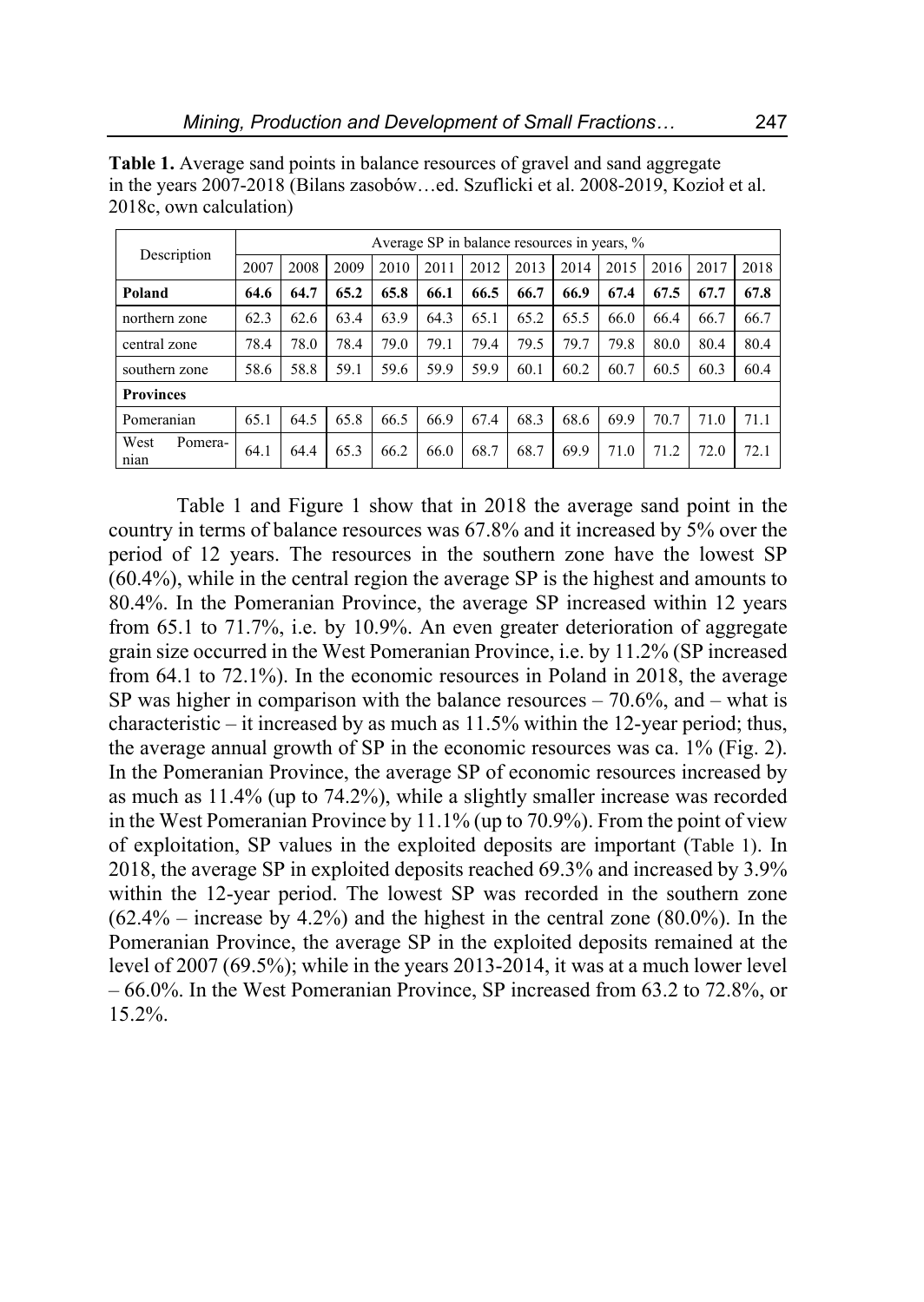**Table 1.** Average sand points in balance resources of gravel and sand aggregate in the years 2007-2018 (Bilans zasobów…ed. Szuflicki et al. 2008-2019, Kozioł et al. 2018c, own calculation)

| Description | Average SP in balance resources in years, % | | | | | | | | | | | |
|---|---|---|---|---|---|---|---|---|---|---|---|---|
| | 2007 | 2008 | 2009 | 2010 | 2011 | 2012 | 2013 | 2014 | 2015 | 2016 | 2017 | 2018 |
| **Poland** | **64.6** | **64.7** | **65.2** | **65.8** | **66.1** | **66.5** | **66.7** | **66.9** | **67.4** | **67.5** | **67.7** | **67.8** |
| northern zone | 62.3 | 62.6 | 63.4 | 63.9 | 64.3 | 65.1 | 65.2 | 65.5 | 66.0 | 66.4 | 66.7 | 66.7 |
| central zone | 78.4 | 78.0 | 78.4 | 79.0 | 79.1 | 79.4 | 79.5 | 79.7 | 79.8 | 80.0 | 80.4 | 80.4 |
| southern zone | 58.6 | 58.8 | 59.1 | 59.6 | 59.9 | 59.9 | 60.1 | 60.2 | 60.7 | 60.5 | 60.3 | 60.4 |
| **Provinces** | | | | | | | | | | | | |
| Pomeranian | 65.1 | 64.5 | 65.8 | 66.5 | 66.9 | 67.4 | 68.3 | 68.6 | 69.9 | 70.7 | 71.0 | 71.1 |
| West Pomeranian | 64.1 | 64.4 | 65.3 | 66.2 | 66.0 | 68.7 | 68.7 | 69.9 | 71.0 | 71.2 | 72.0 | 72.1 |

Table 1 and Figure 1 show that in 2018 the average sand point in the country in terms of balance resources was 67.8% and it increased by 5% over the period of 12 years. The resources in the southern zone have the lowest SP (60.4%), while in the central region the average SP is the highest and amounts to 80.4%. In the Pomeranian Province, the average SP increased within 12 years from 65.1 to 71.7%, i.e. by 10.9%. An even greater deterioration of aggregate grain size occurred in the West Pomeranian Province, i.e. by 11.2% (SP increased from 64.1 to 72.1%). In the economic resources in Poland in 2018, the average SP was higher in comparison with the balance resources – 70.6%, and – what is characteristic – it increased by as much as 11.5% within the 12-year period; thus, the average annual growth of SP in the economic resources was ca. 1% (Fig. 2). In the Pomeranian Province, the average SP of economic resources increased by as much as 11.4% (up to 74.2%), while a slightly smaller increase was recorded in the West Pomeranian Province by 11.1% (up to 70.9%). From the point of view of exploitation, SP values in the exploited deposits are important (Table 1). In 2018, the average SP in exploited deposits reached 69.3% and increased by 3.9% within the 12-year period. The lowest SP was recorded in the southern zone (62.4% – increase by 4.2%) and the highest in the central zone (80.0%). In the Pomeranian Province, the average SP in the exploited deposits remained at the level of 2007 (69.5%); while in the years 2013-2014, it was at a much lower level – 66.0%. In the West Pomeranian Province, SP increased from 63.2 to 72.8%, or 15.2%.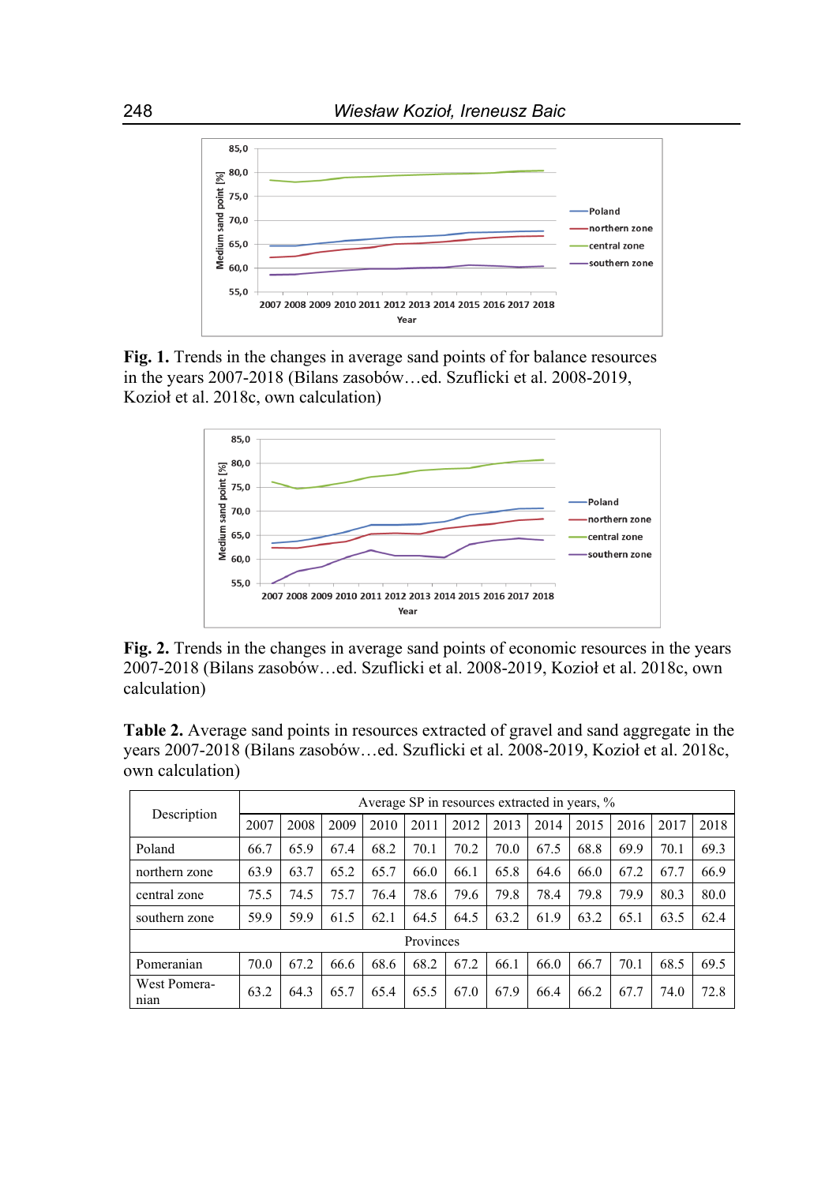**Fig. 1.** Trends in the changes in average sand points of for balance resources in the years 2007-2018 (Bilans zasobów…ed. Szuflicki et al. 2008-2019, Kozioł et al. 2018c, own calculation)

**Fig. 2.** Trends in the changes in average sand points of economic resources in the years 2007-2018 (Bilans zasobów…ed. Szuflicki et al. 2008-2019, Kozioł et al. 2018c, own calculation)

**Table 2.** Average sand points in resources extracted of gravel and sand aggregate in the years 2007-2018 (Bilans zasobów…ed. Szuflicki et al. 2008-2019, Kozioł et al. 2018c, own calculation)

| Description | Average SP in resources extracted in years, % | | | | | | | | | | | |
|---|---|---|---|---|---|---|---|---|---|---|---|---|
| | 2007 | 2008 | 2009 | 2010 | 2011 | 2012 | 2013 | 2014 | 2015 | 2016 | 2017 | 2018 |
| Poland | 66.7 | 65.9 | 67.4 | 68.2 | 70.1 | 70.2 | 70.0 | 67.5 | 68.8 | 69.9 | 70.1 | 69.3 |
| northern zone | 63.9 | 63.7 | 65.2 | 65.7 | 66.0 | 66.1 | 65.8 | 64.6 | 66.0 | 67.2 | 67.7 | 66.9 |
| central zone | 75.5 | 74.5 | 75.7 | 76.4 | 78.6 | 79.6 | 79.8 | 78.4 | 79.8 | 79.9 | 80.3 | 80.0 |
| southern zone | 59.9 | 59.9 | 61.5 | 62.1 | 64.5 | 64.5 | 63.2 | 61.9 | 63.2 | 65.1 | 63.5 | 62.4 |
| Provinces | | | | | | | | | | | | |
| Pomeranian | 70.0 | 67.2 | 66.6 | 68.6 | 68.2 | 67.2 | 66.1 | 66.0 | 66.7 | 70.1 | 68.5 | 69.5 |
| West Pomeranian | 63.2 | 64.3 | 65.7 | 65.4 | 65.5 | 67.0 | 67.9 | 66.4 | 66.2 | 67.7 | 74.0 | 72.8 |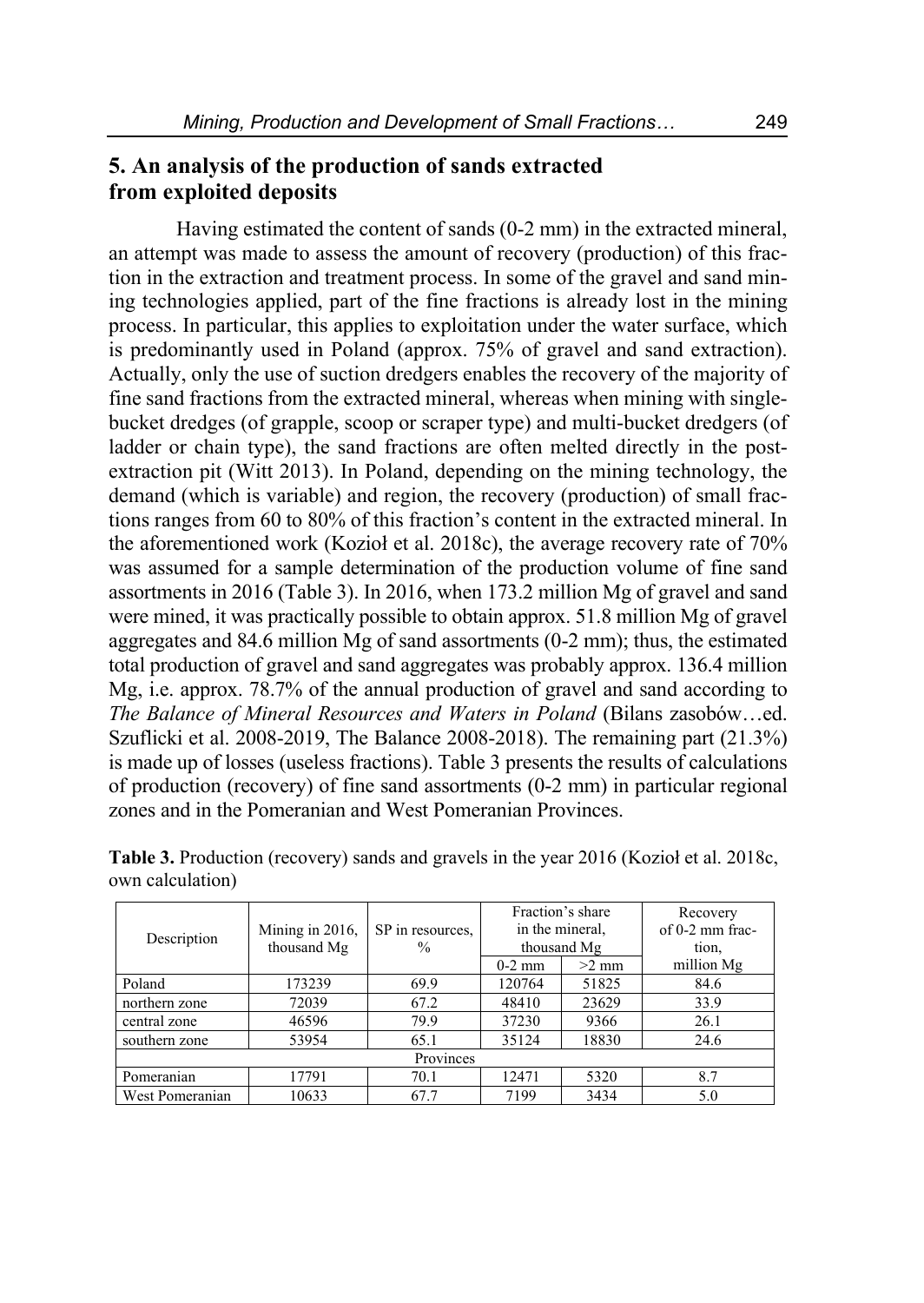## 5. An analysis of the production of sands extracted from exploited deposits

Having estimated the content of sands (0-2 mm) in the extracted mineral, an attempt was made to assess the amount of recovery (production) of this fraction in the extraction and treatment process. In some of the gravel and sand mining technologies applied, part of the fine fractions is already lost in the mining process. In particular, this applies to exploitation under the water surface, which is predominantly used in Poland (approx. 75% of gravel and sand extraction). Actually, only the use of suction dredgers enables the recovery of the majority of fine sand fractions from the extracted mineral, whereas when mining with single-bucket dredges (of grapple, scoop or scraper type) and multi-bucket dredgers (of ladder or chain type), the sand fractions are often melted directly in the post-extraction pit (Witt 2013). In Poland, depending on the mining technology, the demand (which is variable) and region, the recovery (production) of small fractions ranges from 60 to 80% of this fraction's content in the extracted mineral. In the aforementioned work (Kozioł et al. 2018c), the average recovery rate of 70% was assumed for a sample determination of the production volume of fine sand assortments in 2016 (Table 3). In 2016, when 173.2 million Mg of gravel and sand were mined, it was practically possible to obtain approx. 51.8 million Mg of gravel aggregates and 84.6 million Mg of sand assortments (0-2 mm); thus, the estimated total production of gravel and sand aggregates was probably approx. 136.4 million Mg, i.e. approx. 78.7% of the annual production of gravel and sand according to *The Balance of Mineral Resources and Waters in Poland* (Bilans zasobów…ed. Szuflicki et al. 2008-2019, The Balance 2008-2018). The remaining part (21.3%) is made up of losses (useless fractions). Table 3 presents the results of calculations of production (recovery) of fine sand assortments (0-2 mm) in particular regional zones and in the Pomeranian and West Pomeranian Provinces.

**Table 3.** Production (recovery) sands and gravels in the year 2016 (Kozioł et al. 2018c, own calculation)

| Description | Mining in 2016, thousand Mg | SP in resources, % | Fraction's share in the mineral, thousand Mg | | Recovery of 0-2 mm fraction, million Mg |
|---|---|---|---|---|---|
| | | | 0-2 mm | >2 mm | |
| Poland | 173239 | 69.9 | 120764 | 51825 | 84.6 |
| northern zone | 72039 | 67.2 | 48410 | 23629 | 33.9 |
| central zone | 46596 | 79.9 | 37230 | 9366 | 26.1 |
| southern zone | 53954 | 65.1 | 35124 | 18830 | 24.6 |
| Provinces | | | | | |
| Pomeranian | 17791 | 70.1 | 12471 | 5320 | 8.7 |
| West Pomeranian | 10633 | 67.7 | 7199 | 3434 | 5.0 |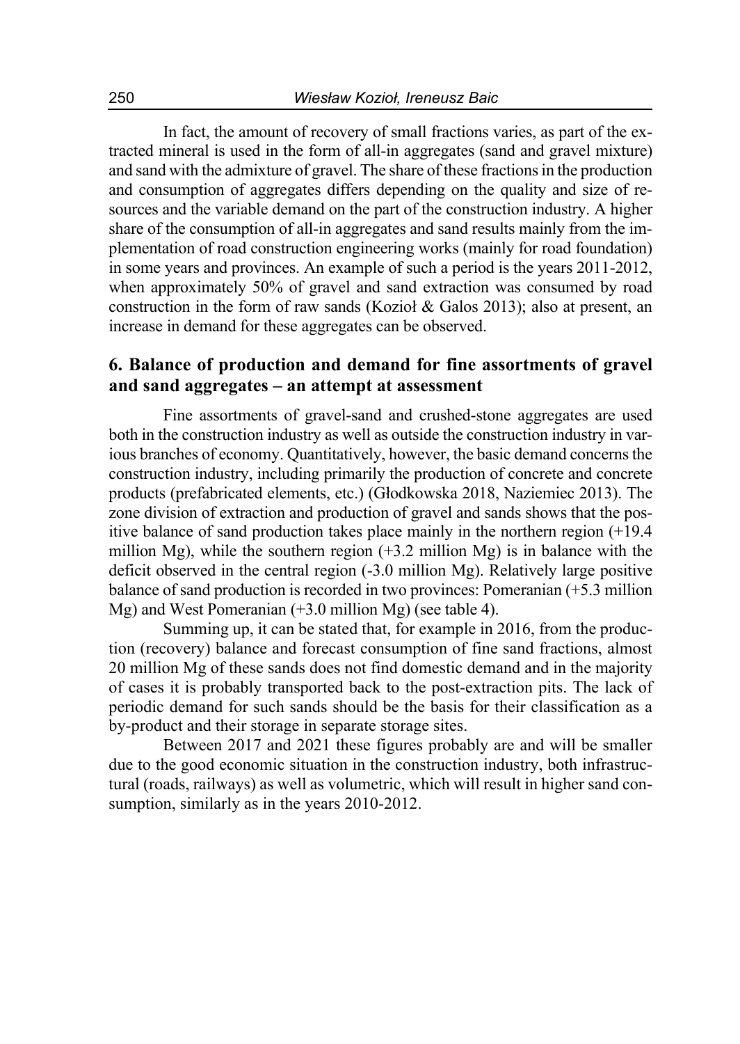In fact, the amount of recovery of small fractions varies, as part of the extracted mineral is used in the form of all-in aggregates (sand and gravel mixture) and sand with the admixture of gravel. The share of these fractions in the production and consumption of aggregates differs depending on the quality and size of resources and the variable demand on the part of the construction industry. A higher share of the consumption of all-in aggregates and sand results mainly from the implementation of road construction engineering works (mainly for road foundation) in some years and provinces. An example of such a period is the years 2011-2012, when approximately 50% of gravel and sand extraction was consumed by road construction in the form of raw sands (Kozioł & Galos 2013); also at present, an increase in demand for these aggregates can be observed.

## 6. Balance of production and demand for fine assortments of gravel and sand aggregates – an attempt at assessment

Fine assortments of gravel-sand and crushed-stone aggregates are used both in the construction industry as well as outside the construction industry in various branches of economy. Quantitatively, however, the basic demand concerns the construction industry, including primarily the production of concrete and concrete products (prefabricated elements, etc.) (Głodkowska 2018, Naziemiec 2013). The zone division of extraction and production of gravel and sands shows that the positive balance of sand production takes place mainly in the northern region (+19.4 million Mg), while the southern region (+3.2 million Mg) is in balance with the deficit observed in the central region (-3.0 million Mg). Relatively large positive balance of sand production is recorded in two provinces: Pomeranian (+5.3 million Mg) and West Pomeranian (+3.0 million Mg) (see table 4).

Summing up, it can be stated that, for example in 2016, from the production (recovery) balance and forecast consumption of fine sand fractions, almost 20 million Mg of these sands does not find domestic demand and in the majority of cases it is probably transported back to the post-extraction pits. The lack of periodic demand for such sands should be the basis for their classification as a by-product and their storage in separate storage sites.

Between 2017 and 2021 these figures probably are and will be smaller due to the good economic situation in the construction industry, both infrastructural (roads, railways) as well as volumetric, which will result in higher sand consumption, similarly as in the years 2010-2012.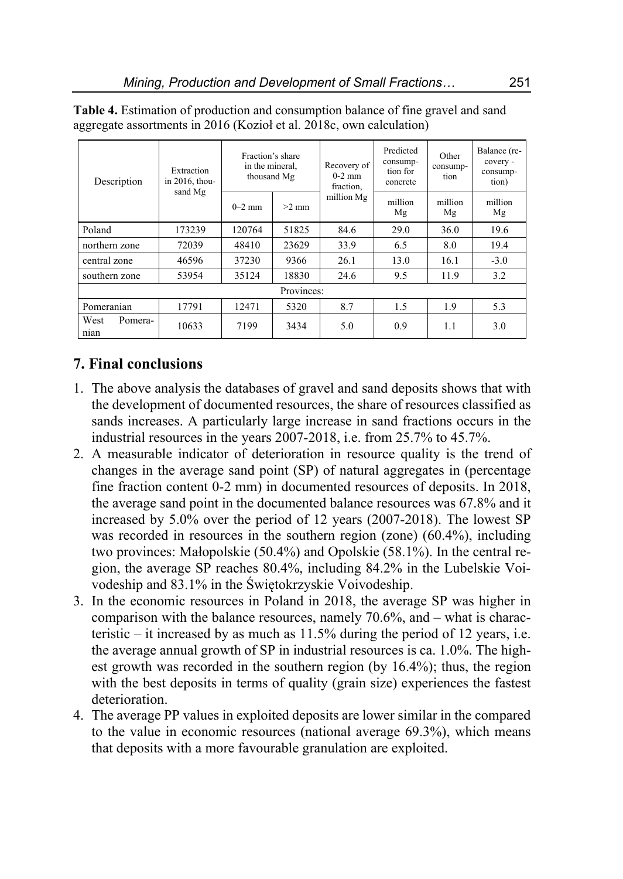**Table 4.** Estimation of production and consumption balance of fine gravel and sand aggregate assortments in 2016 (Kozioł et al. 2018c, own calculation)

| Description | Extraction in 2016, thousand Mg | Fraction's share in the mineral, thousand Mg | | Recovery of 0-2 mm fraction, million Mg | Predicted consumption for concrete | Other consumption | Balance (recovery - consumption) |
|---|---|---|---|---|---|---|---|
| | | 0–2 mm | >2 mm | | million Mg | million Mg | million Mg |
| Poland | 173239 | 120764 | 51825 | 84.6 | 29.0 | 36.0 | 19.6 |
| northern zone | 72039 | 48410 | 23629 | 33.9 | 6.5 | 8.0 | 19.4 |
| central zone | 46596 | 37230 | 9366 | 26.1 | 13.0 | 16.1 | -3.0 |
| southern zone | 53954 | 35124 | 18830 | 24.6 | 9.5 | 11.9 | 3.2 |
| Provinces: | | | | | | | |
| Pomeranian | 17791 | 12471 | 5320 | 8.7 | 1.5 | 1.9 | 5.3 |
| West Pomeranian | 10633 | 7199 | 3434 | 5.0 | 0.9 | 1.1 | 3.0 |

## 7. Final conclusions

1. The above analysis the databases of gravel and sand deposits shows that with the development of documented resources, the share of resources classified as sands increases. A particularly large increase in sand fractions occurs in the industrial resources in the years 2007-2018, i.e. from 25.7% to 45.7%.
2. A measurable indicator of deterioration in resource quality is the trend of changes in the average sand point (SP) of natural aggregates in (percentage fine fraction content 0-2 mm) in documented resources of deposits. In 2018, the average sand point in the documented balance resources was 67.8% and it increased by 5.0% over the period of 12 years (2007-2018). The lowest SP was recorded in resources in the southern region (zone) (60.4%), including two provinces: Małopolskie (50.4%) and Opolskie (58.1%). In the central region, the average SP reaches 80.4%, including 84.2% in the Lubelskie Voivodeship and 83.1% in the Świętokrzyskie Voivodeship.
3. In the economic resources in Poland in 2018, the average SP was higher in comparison with the balance resources, namely 70.6%, and – what is characteristic – it increased by as much as 11.5% during the period of 12 years, i.e. the average annual growth of SP in industrial resources is ca. 1.0%. The highest growth was recorded in the southern region (by 16.4%); thus, the region with the best deposits in terms of quality (grain size) experiences the fastest deterioration.
4. The average PP values in exploited deposits are lower similar in the compared to the value in economic resources (national average 69.3%), which means that deposits with a more favourable granulation are exploited.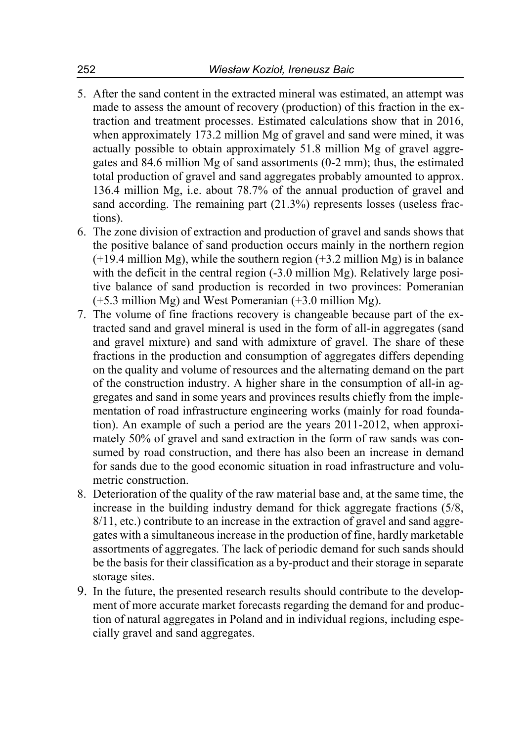5. After the sand content in the extracted mineral was estimated, an attempt was made to assess the amount of recovery (production) of this fraction in the extraction and treatment processes. Estimated calculations show that in 2016, when approximately 173.2 million Mg of gravel and sand were mined, it was actually possible to obtain approximately 51.8 million Mg of gravel aggregates and 84.6 million Mg of sand assortments (0-2 mm); thus, the estimated total production of gravel and sand aggregates probably amounted to approx. 136.4 million Mg, i.e. about 78.7% of the annual production of gravel and sand according. The remaining part (21.3%) represents losses (useless fractions).
6. The zone division of extraction and production of gravel and sands shows that the positive balance of sand production occurs mainly in the northern region (+19.4 million Mg), while the southern region (+3.2 million Mg) is in balance with the deficit in the central region (-3.0 million Mg). Relatively large positive balance of sand production is recorded in two provinces: Pomeranian (+5.3 million Mg) and West Pomeranian (+3.0 million Mg).
7. The volume of fine fractions recovery is changeable because part of the extracted sand and gravel mineral is used in the form of all-in aggregates (sand and gravel mixture) and sand with admixture of gravel. The share of these fractions in the production and consumption of aggregates differs depending on the quality and volume of resources and the alternating demand on the part of the construction industry. A higher share in the consumption of all-in aggregates and sand in some years and provinces results chiefly from the implementation of road infrastructure engineering works (mainly for road foundation). An example of such a period are the years 2011-2012, when approximately 50% of gravel and sand extraction in the form of raw sands was consumed by road construction, and there has also been an increase in demand for sands due to the good economic situation in road infrastructure and volumetric construction.
8. Deterioration of the quality of the raw material base and, at the same time, the increase in the building industry demand for thick aggregate fractions (5/8, 8/11, etc.) contribute to an increase in the extraction of gravel and sand aggregates with a simultaneous increase in the production of fine, hardly marketable assortments of aggregates. The lack of periodic demand for such sands should be the basis for their classification as a by-product and their storage in separate storage sites.
9. In the future, the presented research results should contribute to the development of more accurate market forecasts regarding the demand for and production of natural aggregates in Poland and in individual regions, including especially gravel and sand aggregates.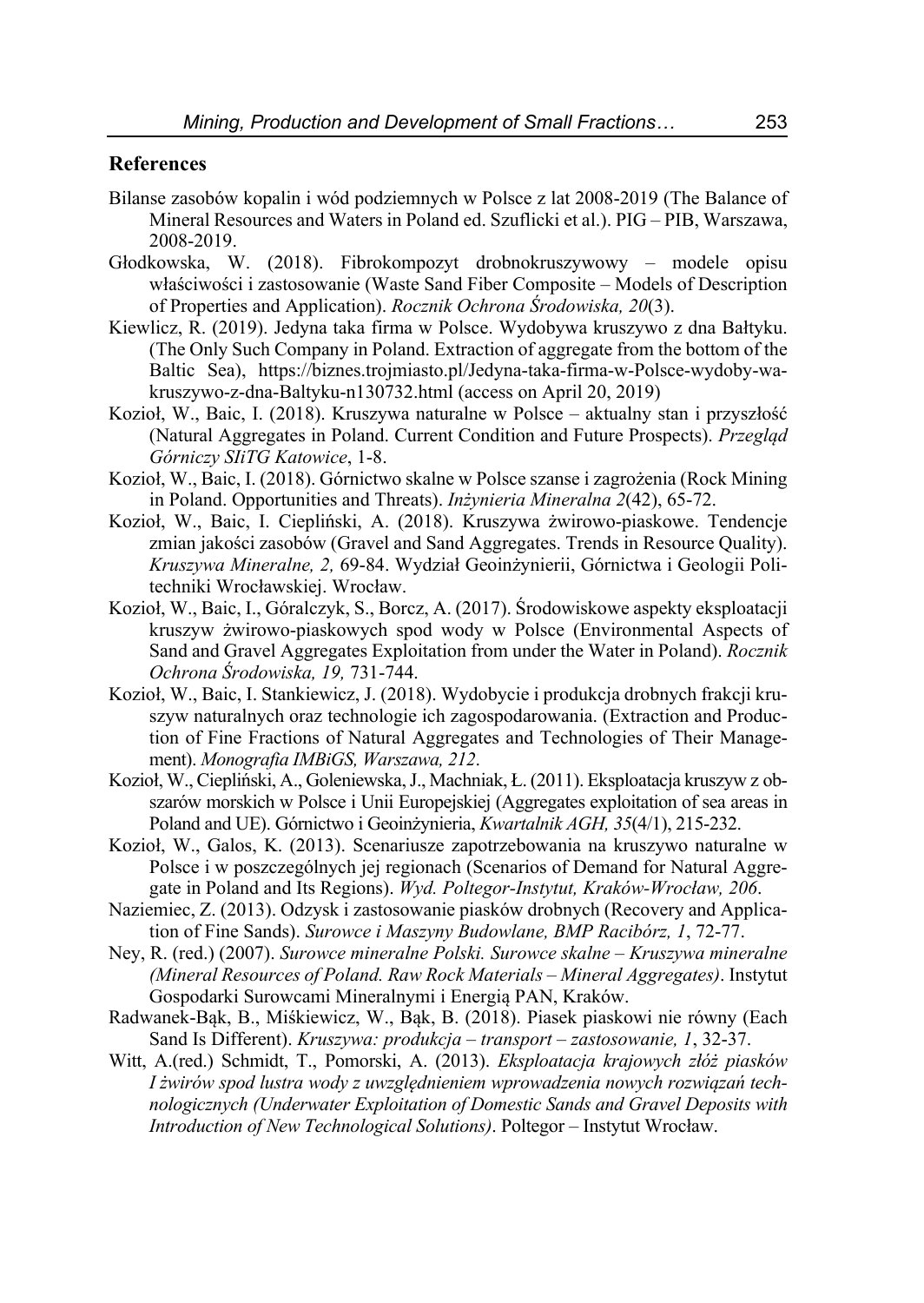## References

Bilanse zasobów kopalin i wód podziemnych w Polsce z lat 2008-2019 (The Balance of Mineral Resources and Waters in Poland ed. Szuflicki et al.). PIG – PIB, Warszawa, 2008-2019.

Głodkowska, W. (2018). Fibrokompozyt drobnokruszywowy – modele opisu właściwości i zastosowanie (Waste Sand Fiber Composite – Models of Description of Properties and Application). *Rocznik Ochrona Środowiska, 20*(3).

Kiewlicz, R. (2019). Jedyna taka firma w Polsce. Wydobywa kruszywo z dna Bałtyku. (The Only Such Company in Poland. Extraction of aggregate from the bottom of the Baltic Sea), https://biznes.trojmiasto.pl/Jedyna-taka-firma-w-Polsce-wydoby-wa-kruszywo-z-dna-Baltyku-n130732.html (access on April 20, 2019)

Kozioł, W., Baic, I. (2018). Kruszywa naturalne w Polsce – aktualny stan i przyszłość (Natural Aggregates in Poland. Current Condition and Future Prospects). *Przegląd Górniczy SIiTG Katowice*, 1-8.

Kozioł, W., Baic, I. (2018). Górnictwo skalne w Polsce szanse i zagrożenia (Rock Mining in Poland. Opportunities and Threats). *Inżynieria Mineralna 2*(42), 65-72.

Kozioł, W., Baic, I. Ciepliński, A. (2018). Kruszywa żwirowo-piaskowe. Tendencje zmian jakości zasobów (Gravel and Sand Aggregates. Trends in Resource Quality). *Kruszywa Mineralne, 2,* 69-84. Wydział Geoinżynierii, Górnictwa i Geologii Politechniki Wrocławskiej. Wrocław.

Kozioł, W., Baic, I., Góralczyk, S., Borcz, A. (2017). Środowiskowe aspekty eksploatacji kruszyw żwirowo-piaskowych spod wody w Polsce (Environmental Aspects of Sand and Gravel Aggregates Exploitation from under the Water in Poland). *Rocznik Ochrona Środowiska, 19,* 731-744.

Kozioł, W., Baic, I. Stankiewicz, J. (2018). Wydobycie i produkcja drobnych frakcji kruszyw naturalnych oraz technologie ich zagospodarowania. (Extraction and Production of Fine Fractions of Natural Aggregates and Technologies of Their Management). *Monografia IMBiGS, Warszawa, 212*.

Kozioł, W., Ciepliński, A., Goleniewska, J., Machniak, Ł. (2011). Eksploatacja kruszyw z obszarów morskich w Polsce i Unii Europejskiej (Aggregates exploitation of sea areas in Poland and UE). Górnictwo i Geoinżynieria, *Kwartalnik AGH, 35*(4/1), 215-232.

Kozioł, W., Galos, K. (2013). Scenariusze zapotrzebowania na kruszywo naturalne w Polsce i w poszczególnych jej regionach (Scenarios of Demand for Natural Aggregate in Poland and Its Regions). *Wyd. Poltegor-Instytut, Kraków-Wrocław, 206*.

Naziemiec, Z. (2013). Odzysk i zastosowanie piasków drobnych (Recovery and Application of Fine Sands). *Surowce i Maszyny Budowlane, BMP Racibórz, 1*, 72-77.

Ney, R. (red.) (2007). *Surowce mineralne Polski. Surowce skalne – Kruszywa mineralne (Mineral Resources of Poland. Raw Rock Materials – Mineral Aggregates)*. Instytut Gospodarki Surowcami Mineralnymi i Energią PAN, Kraków.

Radwanek-Bąk, B., Miśkiewicz, W., Bąk, B. (2018). Piasek piaskowi nie równy (Each Sand Is Different). *Kruszywa: produkcja – transport – zastosowanie, 1*, 32-37.

Witt, A.(red.) Schmidt, T., Pomorski, A. (2013). *Eksploatacja krajowych złóż piasków I żwirów spod lustra wody z uwzględnieniem wprowadzenia nowych rozwiązań technologicznych (Underwater Exploitation of Domestic Sands and Gravel Deposits with Introduction of New Technological Solutions)*. Poltegor – Instytut Wrocław.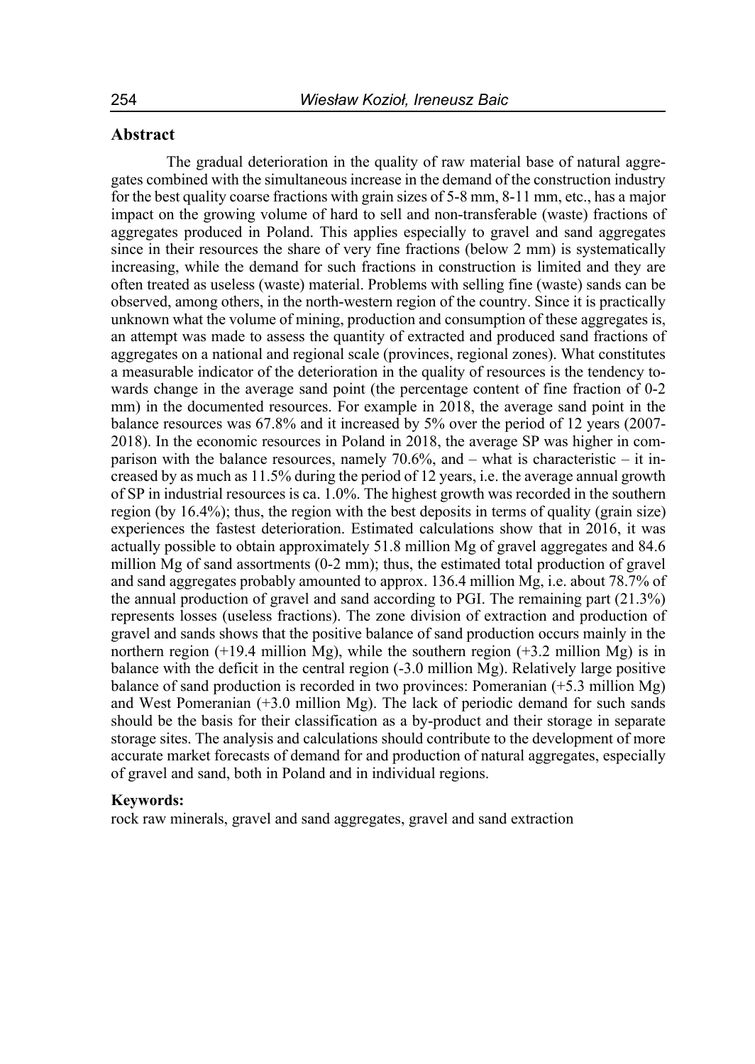## Abstract

The gradual deterioration in the quality of raw material base of natural aggregates combined with the simultaneous increase in the demand of the construction industry for the best quality coarse fractions with grain sizes of 5-8 mm, 8-11 mm, etc., has a major impact on the growing volume of hard to sell and non-transferable (waste) fractions of aggregates produced in Poland. This applies especially to gravel and sand aggregates since in their resources the share of very fine fractions (below 2 mm) is systematically increasing, while the demand for such fractions in construction is limited and they are often treated as useless (waste) material. Problems with selling fine (waste) sands can be observed, among others, in the north-western region of the country. Since it is practically unknown what the volume of mining, production and consumption of these aggregates is, an attempt was made to assess the quantity of extracted and produced sand fractions of aggregates on a national and regional scale (provinces, regional zones). What constitutes a measurable indicator of the deterioration in the quality of resources is the tendency towards change in the average sand point (the percentage content of fine fraction of 0-2 mm) in the documented resources. For example in 2018, the average sand point in the balance resources was 67.8% and it increased by 5% over the period of 12 years (2007-2018). In the economic resources in Poland in 2018, the average SP was higher in comparison with the balance resources, namely 70.6%, and – what is characteristic – it increased by as much as 11.5% during the period of 12 years, i.e. the average annual growth of SP in industrial resources is ca. 1.0%. The highest growth was recorded in the southern region (by 16.4%); thus, the region with the best deposits in terms of quality (grain size) experiences the fastest deterioration. Estimated calculations show that in 2016, it was actually possible to obtain approximately 51.8 million Mg of gravel aggregates and 84.6 million Mg of sand assortments (0-2 mm); thus, the estimated total production of gravel and sand aggregates probably amounted to approx. 136.4 million Mg, i.e. about 78.7% of the annual production of gravel and sand according to PGI. The remaining part (21.3%) represents losses (useless fractions). The zone division of extraction and production of gravel and sands shows that the positive balance of sand production occurs mainly in the northern region (+19.4 million Mg), while the southern region (+3.2 million Mg) is in balance with the deficit in the central region (-3.0 million Mg). Relatively large positive balance of sand production is recorded in two provinces: Pomeranian (+5.3 million Mg) and West Pomeranian (+3.0 million Mg). The lack of periodic demand for such sands should be the basis for their classification as a by-product and their storage in separate storage sites. The analysis and calculations should contribute to the development of more accurate market forecasts of demand for and production of natural aggregates, especially of gravel and sand, both in Poland and in individual regions.

**Keywords:**

rock raw minerals, gravel and sand aggregates, gravel and sand extraction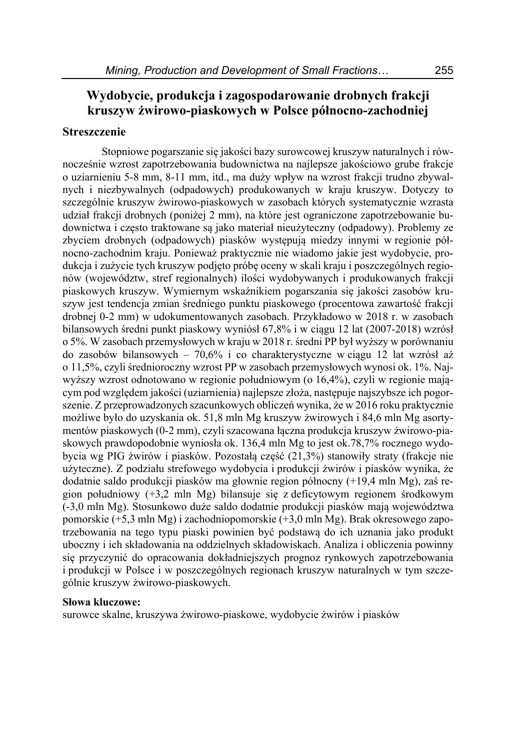# Wydobycie, produkcja i zagospodarowanie drobnych frakcji kruszyw żwirowo-piaskowych w Polsce północno-zachodniej

## Streszczenie

Stopniowe pogarszanie się jakości bazy surowcowej kruszyw naturalnych i równocześnie wzrost zapotrzebowania budownictwa na najlepsze jakościowo grube frakcje o uziarnieniu 5-8 mm, 8-11 mm, itd., ma duży wpływ na wzrost frakcji trudno zbywalnych i niezbywalnych (odpadowych) produkowanych w kraju kruszyw. Dotyczy to szczególnie kruszyw żwirowo-piaskowych w zasobach których systematycznie wzrasta udział frakcji drobnych (poniżej 2 mm), na które jest ograniczone zapotrzebowanie budownictwa i często traktowane są jako materiał nieużyteczny (odpadowy). Problemy ze zbyciem drobnych (odpadowych) piasków występują miedzy innymi w regionie północno-zachodnim kraju. Ponieważ praktycznie nie wiadomo jakie jest wydobycie, produkcja i zużycie tych kruszyw podjęto próbę oceny w skali kraju i poszczególnych regionów (województw, stref regionalnych) ilości wydobywanych i produkowanych frakcji piaskowych kruszyw. Wymiernym wskaźnikiem pogarszania się jakości zasobów kruszyw jest tendencja zmian średniego punktu piaskowego (procentowa zawartość frakcji drobnej 0-2 mm) w udokumentowanych zasobach. Przykładowo w 2018 r. w zasobach bilansowych średni punkt piaskowy wyniósł 67,8% i w ciągu 12 lat (2007-2018) wzrósł o 5%. W zasobach przemysłowych w kraju w 2018 r. średni PP był wyższy w porównaniu do zasobów bilansowych – 70,6% i co charakterystyczne w ciągu 12 lat wzrósł aż o 11,5%, czyli średnioroczny wzrost PP w zasobach przemysłowych wynosi ok. 1%. Najwyższy wzrost odnotowano w regionie południowym (o 16,4%), czyli w regionie mającym pod względem jakości (uziarnienia) najlepsze złoża, następuje najszybsze ich pogorszenie. Z przeprowadzonych szacunkowych obliczeń wynika, że w 2016 roku praktycznie możliwe było do uzyskania ok. 51,8 mln Mg kruszyw żwirowych i 84,6 mln Mg asortymentów piaskowych (0-2 mm), czyli szacowana łączna produkcja kruszyw żwirowo-piaskowych prawdopodobnie wyniosła ok. 136,4 mln Mg to jest ok.78,7% rocznego wydobycia wg PIG żwirów i piasków. Pozostałą część (21,3%) stanowiły straty (frakcje nie użyteczne). Z podziału strefowego wydobycia i produkcji żwirów i piasków wynika, że dodatnie saldo produkcji piasków ma głownie region północny (+19,4 mln Mg), zaś region południowy (+3,2 mln Mg) bilansuje się z deficytowym regionem środkowym (-3,0 mln Mg). Stosunkowo duże saldo dodatnie produkcji piasków mają województwa pomorskie (+5,3 mln Mg) i zachodniopomorskie (+3,0 mln Mg). Brak okresowego zapotrzebowania na tego typu piaski powinien być podstawą do ich uznania jako produkt uboczny i ich składowania na oddzielnych składowiskach. Analiza i obliczenia powinny się przyczynić do opracowania dokładniejszych prognoz rynkowych zapotrzebowania i produkcji w Polsce i w poszczególnych regionach kruszyw naturalnych w tym szczególnie kruszyw żwirowo-piaskowych.

**Słowa kluczowe:**
surowce skalne, kruszywa żwirowo-piaskowe, wydobycie żwirów i piasków